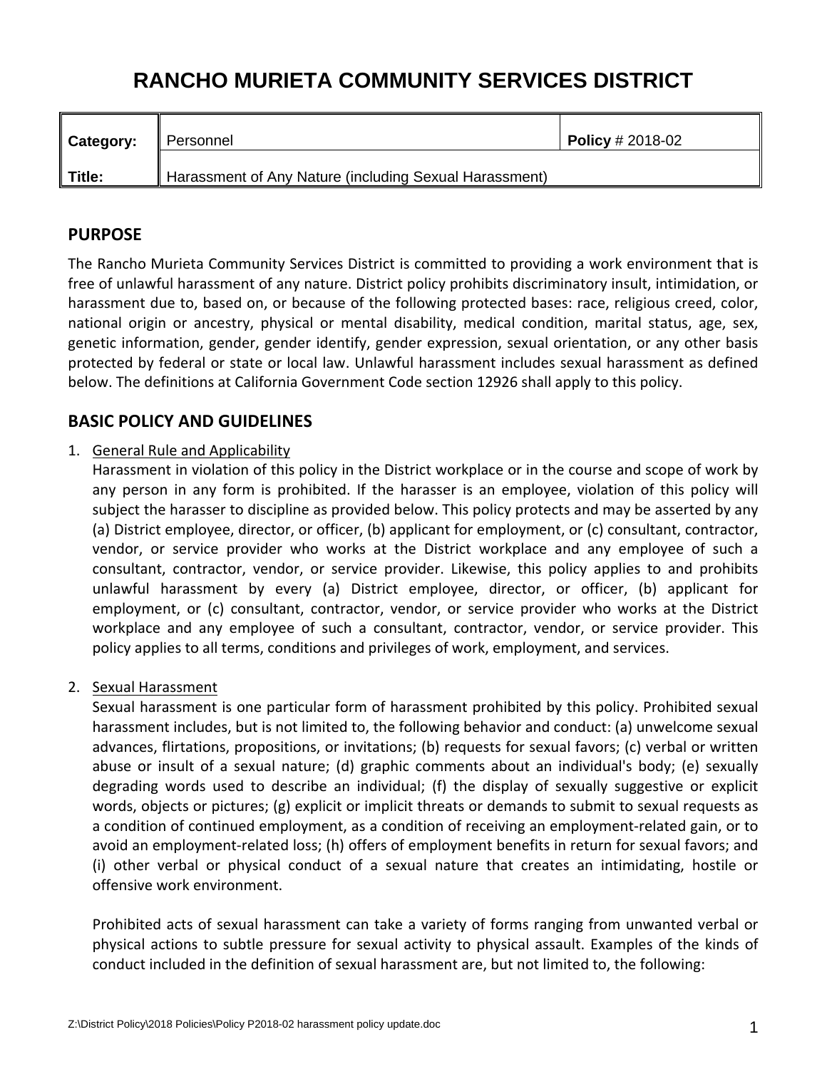# RANCHO MURIETA COMMUNITY SERVICES DISTRICT

| Category: | Personnel | Policy # 2018-02 |
|---|---|---|
| Title: | Harassment of Any Nature (including Sexual Harassment) | |

## PURPOSE

The Rancho Murieta Community Services District is committed to providing a work environment that is free of unlawful harassment of any nature. District policy prohibits discriminatory insult, intimidation, or harassment due to, based on, or because of the following protected bases: race, religious creed, color, national origin or ancestry, physical or mental disability, medical condition, marital status, age, sex, genetic information, gender, gender identify, gender expression, sexual orientation, or any other basis protected by federal or state or local law. Unlawful harassment includes sexual harassment as defined below. The definitions at California Government Code section 12926 shall apply to this policy.

## BASIC POLICY AND GUIDELINES

1. General Rule and Applicability
   Harassment in violation of this policy in the District workplace or in the course and scope of work by any person in any form is prohibited. If the harasser is an employee, violation of this policy will subject the harasser to discipline as provided below. This policy protects and may be asserted by any (a) District employee, director, or officer, (b) applicant for employment, or (c) consultant, contractor, vendor, or service provider who works at the District workplace and any employee of such a consultant, contractor, vendor, or service provider. Likewise, this policy applies to and prohibits unlawful harassment by every (a) District employee, director, or officer, (b) applicant for employment, or (c) consultant, contractor, vendor, or service provider who works at the District workplace and any employee of such a consultant, contractor, vendor, or service provider. This policy applies to all terms, conditions and privileges of work, employment, and services.

2. Sexual Harassment
   Sexual harassment is one particular form of harassment prohibited by this policy. Prohibited sexual harassment includes, but is not limited to, the following behavior and conduct: (a) unwelcome sexual advances, flirtations, propositions, or invitations; (b) requests for sexual favors; (c) verbal or written abuse or insult of a sexual nature; (d) graphic comments about an individual's body; (e) sexually degrading words used to describe an individual; (f) the display of sexually suggestive or explicit words, objects or pictures; (g) explicit or implicit threats or demands to submit to sexual requests as a condition of continued employment, as a condition of receiving an employment-related gain, or to avoid an employment-related loss; (h) offers of employment benefits in return for sexual favors; and (i) other verbal or physical conduct of a sexual nature that creates an intimidating, hostile or offensive work environment.

   Prohibited acts of sexual harassment can take a variety of forms ranging from unwanted verbal or physical actions to subtle pressure for sexual activity to physical assault. Examples of the kinds of conduct included in the definition of sexual harassment are, but not limited to, the following: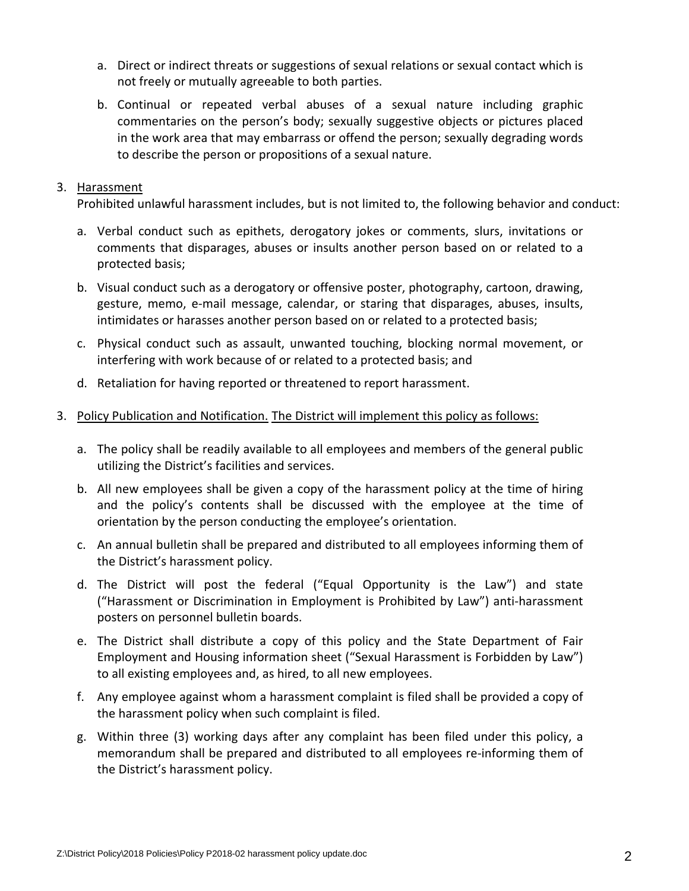a. Direct or indirect threats or suggestions of sexual relations or sexual contact which is not freely or mutually agreeable to both parties.

b. Continual or repeated verbal abuses of a sexual nature including graphic commentaries on the person's body; sexually suggestive objects or pictures placed in the work area that may embarrass or offend the person; sexually degrading words to describe the person or propositions of a sexual nature.

3. <u>Harassment</u>
   Prohibited unlawful harassment includes, but is not limited to, the following behavior and conduct:

   a. Verbal conduct such as epithets, derogatory jokes or comments, slurs, invitations or comments that disparages, abuses or insults another person based on or related to a protected basis;

   b. Visual conduct such as a derogatory or offensive poster, photography, cartoon, drawing, gesture, memo, e-mail message, calendar, or staring that disparages, abuses, insults, intimidates or harasses another person based on or related to a protected basis;

   c. Physical conduct such as assault, unwanted touching, blocking normal movement, or interfering with work because of or related to a protected basis; and

   d. Retaliation for having reported or threatened to report harassment.

3. <u>Policy Publication and Notification.</u> <u>The District will implement this policy as follows:</u>

   a. The policy shall be readily available to all employees and members of the general public utilizing the District's facilities and services.

   b. All new employees shall be given a copy of the harassment policy at the time of hiring and the policy's contents shall be discussed with the employee at the time of orientation by the person conducting the employee's orientation.

   c. An annual bulletin shall be prepared and distributed to all employees informing them of the District's harassment policy.

   d. The District will post the federal ("Equal Opportunity is the Law") and state ("Harassment or Discrimination in Employment is Prohibited by Law") anti-harassment posters on personnel bulletin boards.

   e. The District shall distribute a copy of this policy and the State Department of Fair Employment and Housing information sheet ("Sexual Harassment is Forbidden by Law") to all existing employees and, as hired, to all new employees.

   f. Any employee against whom a harassment complaint is filed shall be provided a copy of the harassment policy when such complaint is filed.

   g. Within three (3) working days after any complaint has been filed under this policy, a memorandum shall be prepared and distributed to all employees re-informing them of the District's harassment policy.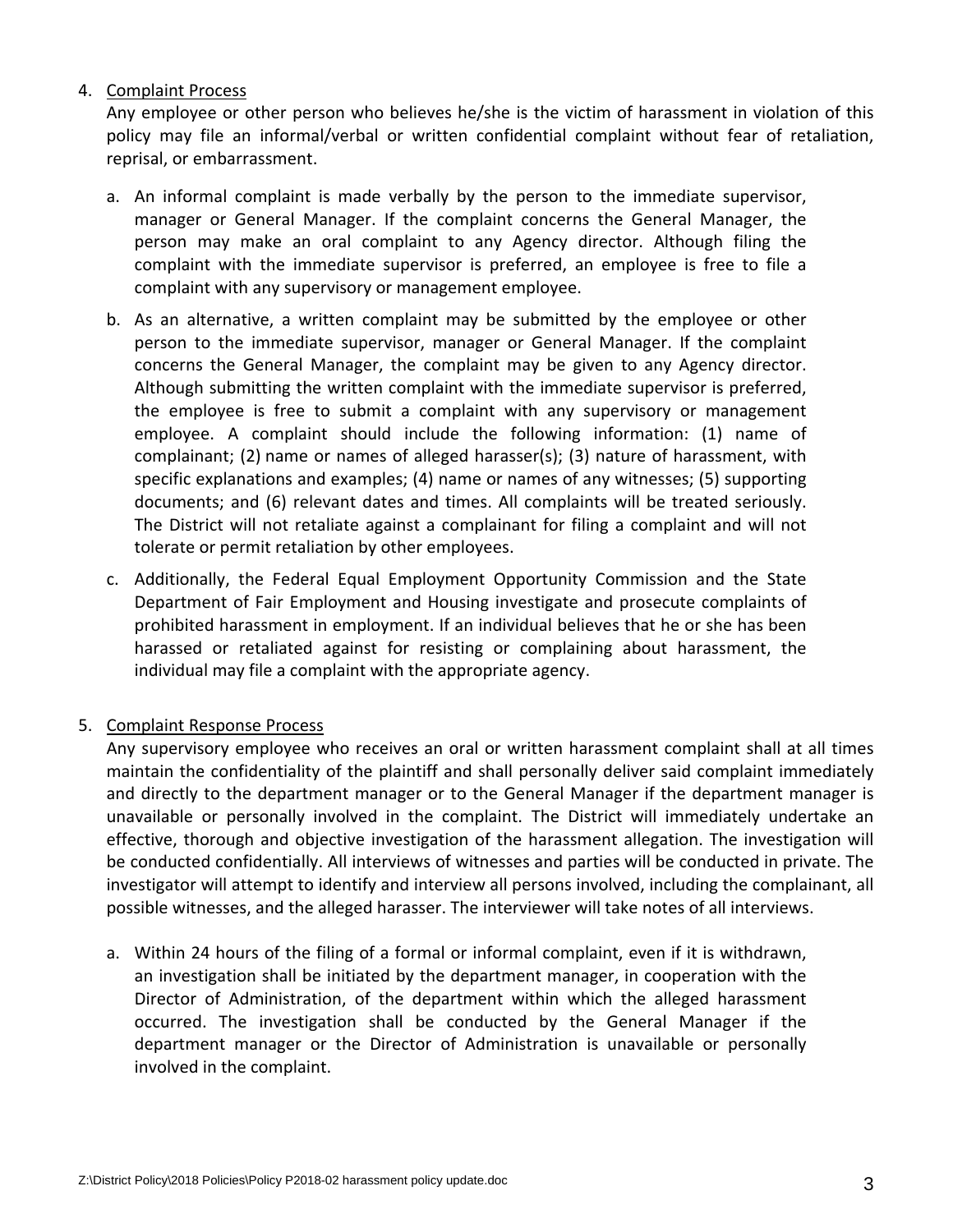4. Complaint Process

   Any employee or other person who believes he/she is the victim of harassment in violation of this policy may file an informal/verbal or written confidential complaint without fear of retaliation, reprisal, or embarrassment.

   a. An informal complaint is made verbally by the person to the immediate supervisor, manager or General Manager. If the complaint concerns the General Manager, the person may make an oral complaint to any Agency director. Although filing the complaint with the immediate supervisor is preferred, an employee is free to file a complaint with any supervisory or management employee.

   b. As an alternative, a written complaint may be submitted by the employee or other person to the immediate supervisor, manager or General Manager. If the complaint concerns the General Manager, the complaint may be given to any Agency director. Although submitting the written complaint with the immediate supervisor is preferred, the employee is free to submit a complaint with any supervisory or management employee. A complaint should include the following information: (1) name of complainant; (2) name or names of alleged harasser(s); (3) nature of harassment, with specific explanations and examples; (4) name or names of any witnesses; (5) supporting documents; and (6) relevant dates and times. All complaints will be treated seriously. The District will not retaliate against a complainant for filing a complaint and will not tolerate or permit retaliation by other employees.

   c. Additionally, the Federal Equal Employment Opportunity Commission and the State Department of Fair Employment and Housing investigate and prosecute complaints of prohibited harassment in employment. If an individual believes that he or she has been harassed or retaliated against for resisting or complaining about harassment, the individual may file a complaint with the appropriate agency.

5. Complaint Response Process

   Any supervisory employee who receives an oral or written harassment complaint shall at all times maintain the confidentiality of the plaintiff and shall personally deliver said complaint immediately and directly to the department manager or to the General Manager if the department manager is unavailable or personally involved in the complaint. The District will immediately undertake an effective, thorough and objective investigation of the harassment allegation. The investigation will be conducted confidentially. All interviews of witnesses and parties will be conducted in private. The investigator will attempt to identify and interview all persons involved, including the complainant, all possible witnesses, and the alleged harasser. The interviewer will take notes of all interviews.

   a. Within 24 hours of the filing of a formal or informal complaint, even if it is withdrawn, an investigation shall be initiated by the department manager, in cooperation with the Director of Administration, of the department within which the alleged harassment occurred. The investigation shall be conducted by the General Manager if the department manager or the Director of Administration is unavailable or personally involved in the complaint.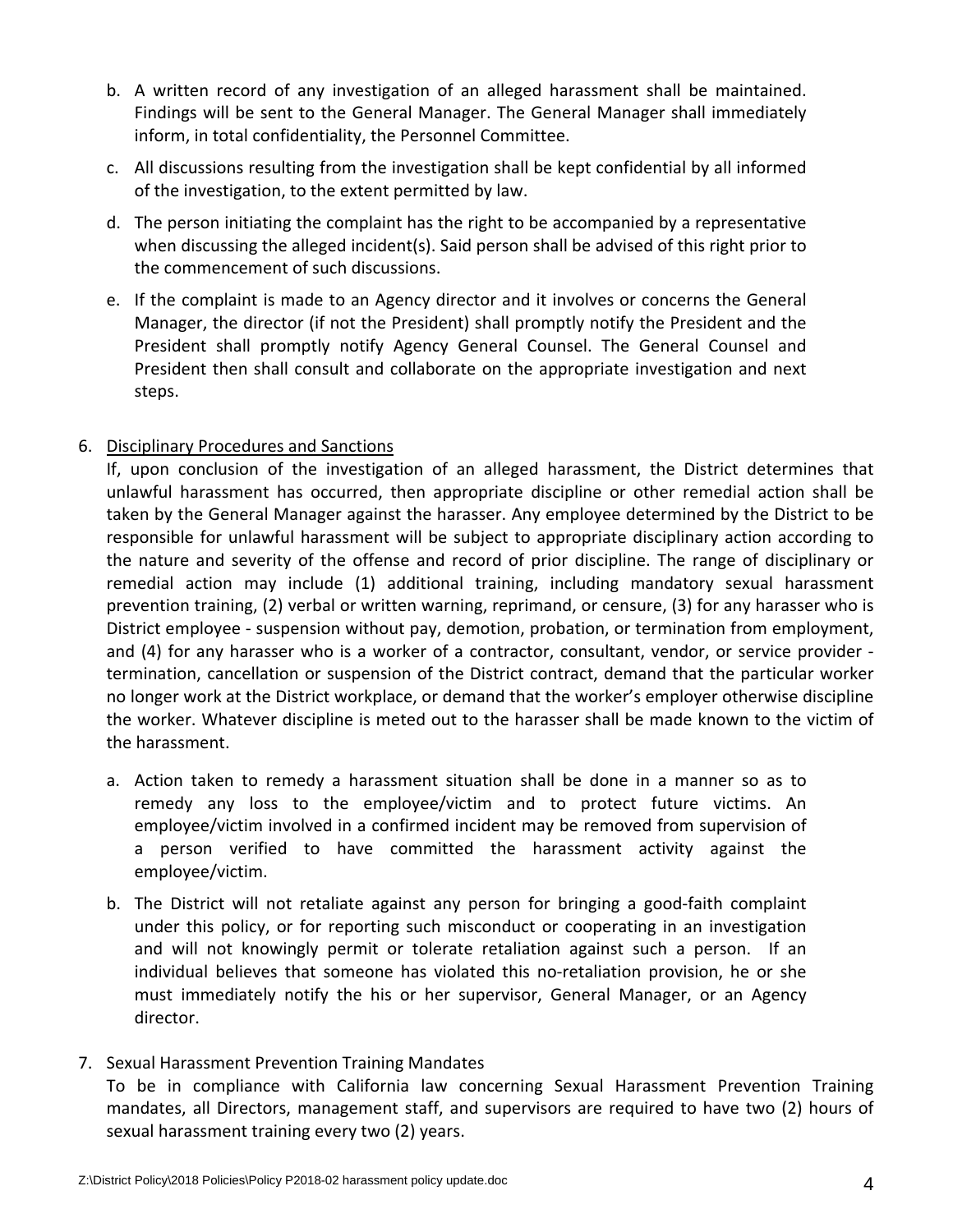b. A written record of any investigation of an alleged harassment shall be maintained. Findings will be sent to the General Manager. The General Manager shall immediately inform, in total confidentiality, the Personnel Committee.

c. All discussions resulting from the investigation shall be kept confidential by all informed of the investigation, to the extent permitted by law.

d. The person initiating the complaint has the right to be accompanied by a representative when discussing the alleged incident(s). Said person shall be advised of this right prior to the commencement of such discussions.

e. If the complaint is made to an Agency director and it involves or concerns the General Manager, the director (if not the President) shall promptly notify the President and the President shall promptly notify Agency General Counsel. The General Counsel and President then shall consult and collaborate on the appropriate investigation and next steps.

6. Disciplinary Procedures and Sanctions

   If, upon conclusion of the investigation of an alleged harassment, the District determines that unlawful harassment has occurred, then appropriate discipline or other remedial action shall be taken by the General Manager against the harasser. Any employee determined by the District to be responsible for unlawful harassment will be subject to appropriate disciplinary action according to the nature and severity of the offense and record of prior discipline. The range of disciplinary or remedial action may include (1) additional training, including mandatory sexual harassment prevention training, (2) verbal or written warning, reprimand, or censure, (3) for any harasser who is District employee - suspension without pay, demotion, probation, or termination from employment, and (4) for any harasser who is a worker of a contractor, consultant, vendor, or service provider - termination, cancellation or suspension of the District contract, demand that the particular worker no longer work at the District workplace, or demand that the worker's employer otherwise discipline the worker. Whatever discipline is meted out to the harasser shall be made known to the victim of the harassment.

   a. Action taken to remedy a harassment situation shall be done in a manner so as to remedy any loss to the employee/victim and to protect future victims. An employee/victim involved in a confirmed incident may be removed from supervision of a person verified to have committed the harassment activity against the employee/victim.

   b. The District will not retaliate against any person for bringing a good-faith complaint under this policy, or for reporting such misconduct or cooperating in an investigation and will not knowingly permit or tolerate retaliation against such a person. If an individual believes that someone has violated this no-retaliation provision, he or she must immediately notify the his or her supervisor, General Manager, or an Agency director.

7. Sexual Harassment Prevention Training Mandates

   To be in compliance with California law concerning Sexual Harassment Prevention Training mandates, all Directors, management staff, and supervisors are required to have two (2) hours of sexual harassment training every two (2) years.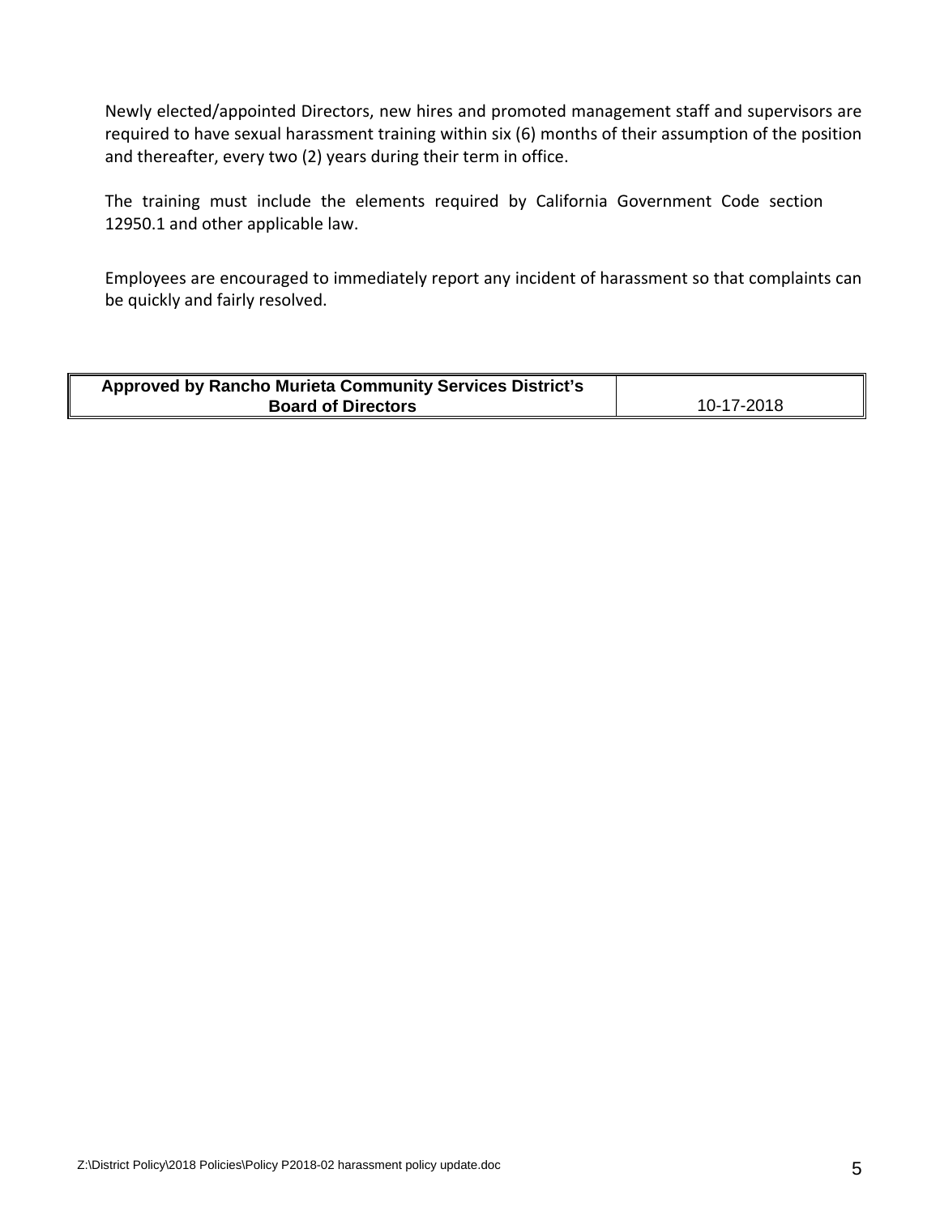Newly elected/appointed Directors, new hires and promoted management staff and supervisors are required to have sexual harassment training within six (6) months of their assumption of the position and thereafter, every two (2) years during their term in office.

The training must include the elements required by California Government Code section 12950.1 and other applicable law.

Employees are encouraged to immediately report any incident of harassment so that complaints can be quickly and fairly resolved.

| | |
|---|---|
| **Approved by Rancho Murieta Community Services District's Board of Directors** | 10-17-2018 |